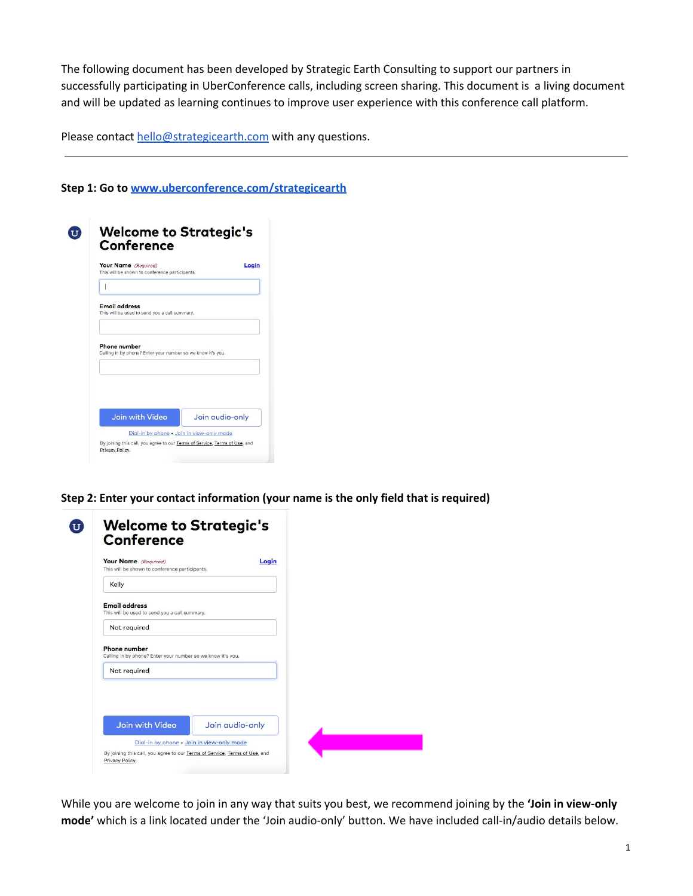The following document has been developed by Strategic Earth Consulting to support our partners in successfully participating in UberConference calls, including screen sharing. This document is a living document and will be updated as learning continues to improve user experience with this conference call platform.

Please contact [hello@strategicearth.com](mailto:hello@strategicearth.com) with any questions.

---

**Step 1: Go to [www.uberconference.com/strategicearth](http://www.uberconference.com/strategicearth)**

**Step 2: Enter your contact information (your name is the only field that is required)**

While you are welcome to join in any way that suits you best, we recommend joining by the **'Join in view-only mode'** which is a link located under the 'Join audio-only' button. We have included call-in/audio details below.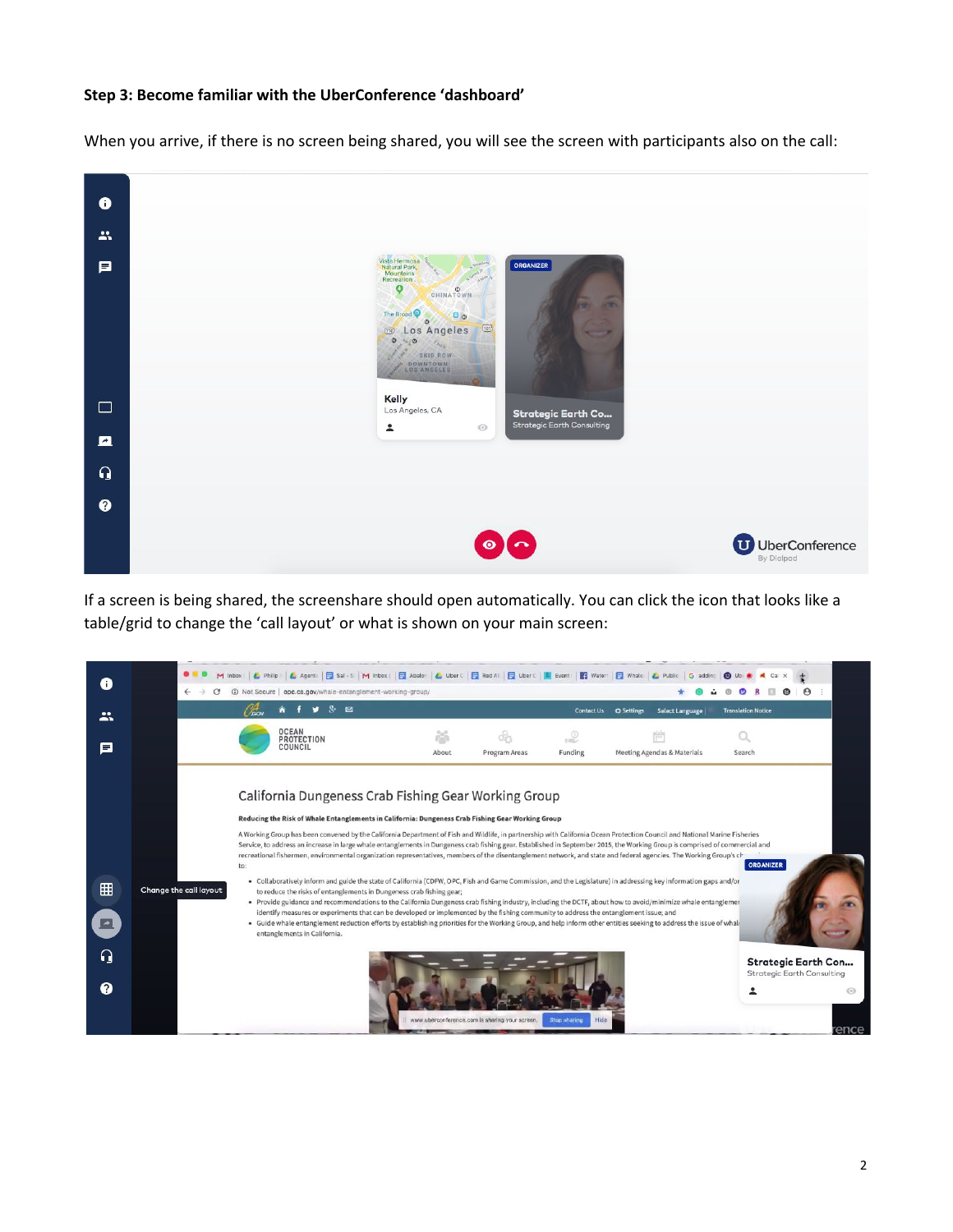**Step 3: Become familiar with the UberConference 'dashboard'**

When you arrive, if there is no screen being shared, you will see the screen with participants also on the call:

If a screen is being shared, the screenshare should open automatically. You can click the icon that looks like a table/grid to change the 'call layout' or what is shown on your main screen: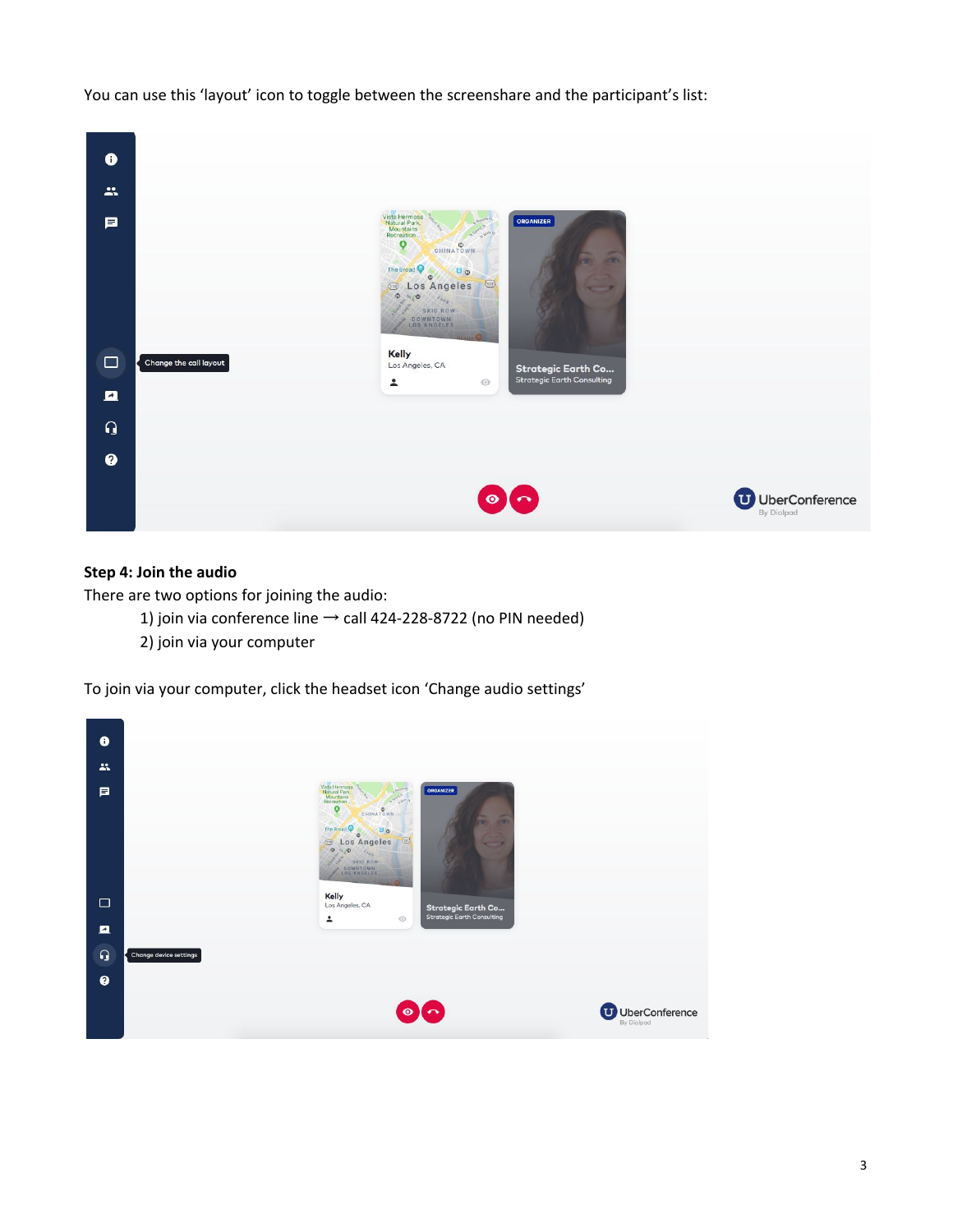You can use this 'layout' icon to toggle between the screenshare and the participant's list:

**Step 4: Join the audio**

There are two options for joining the audio:

1) join via conference line → call 424-228-8722 (no PIN needed)
2) join via your computer

To join via your computer, click the headset icon 'Change audio settings'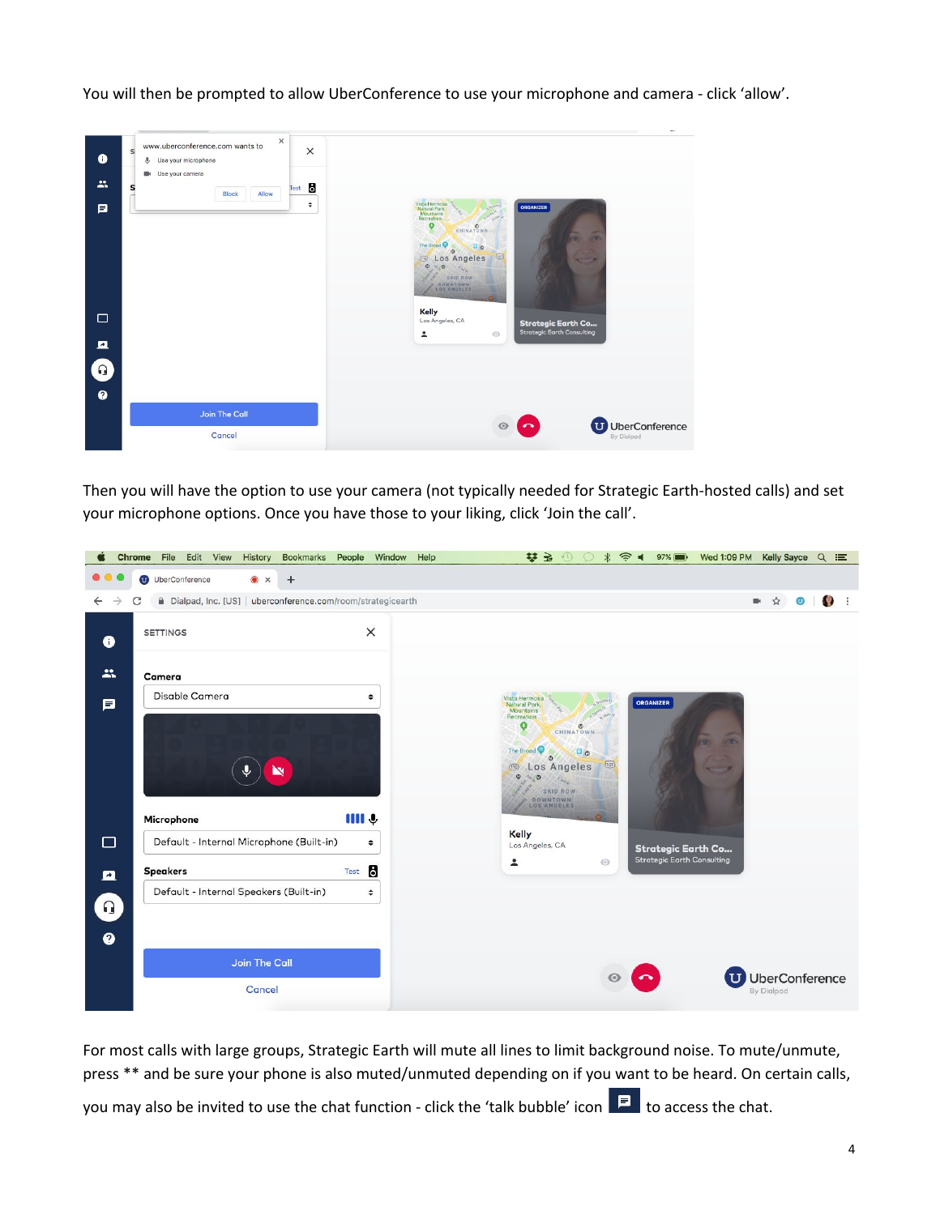You will then be prompted to allow UberConference to use your microphone and camera - click 'allow'.

Then you will have the option to use your camera (not typically needed for Strategic Earth-hosted calls) and set your microphone options. Once you have those to your liking, click 'Join the call'.

For most calls with large groups, Strategic Earth will mute all lines to limit background noise. To mute/unmute, press ** and be sure your phone is also muted/unmuted depending on if you want to be heard. On certain calls, you may also be invited to use the chat function - click the 'talk bubble' icon to access the chat.